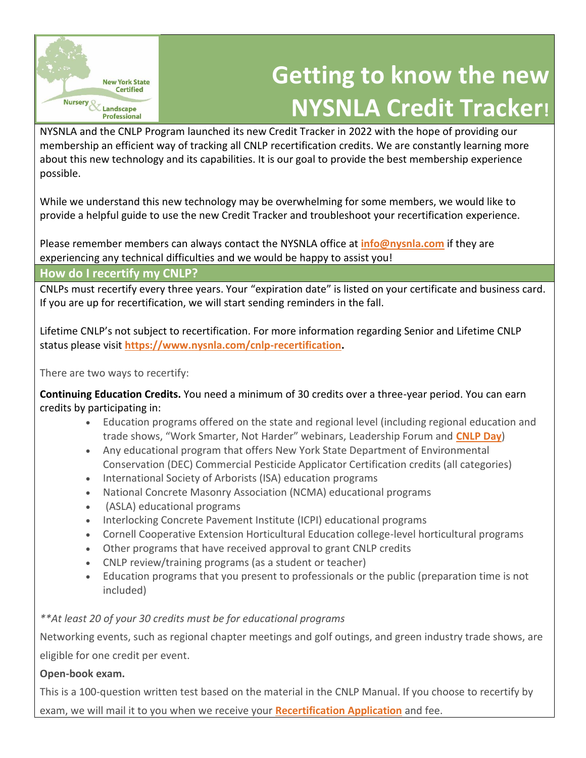New York State Certified Nursery & Landscape Professional

# Getting to know the new NYSNLA Credit Tracker!

NYSNLA and the CNLP Program launched its new Credit Tracker in 2022 with the hope of providing our membership an efficient way of tracking all CNLP recertification credits. We are constantly learning more about this new technology and its capabilities. It is our goal to provide the best membership experience possible.

While we understand this new technology may be overwhelming for some members, we would like to provide a helpful guide to use the new Credit Tracker and troubleshoot your recertification experience.

Please remember members can always contact the NYSNLA office at **info@nysnla.com** if they are experiencing any technical difficulties and we would be happy to assist you!

## How do I recertify my CNLP?

CNLPs must recertify every three years. Your "expiration date" is listed on your certificate and business card. If you are up for recertification, we will start sending reminders in the fall.

Lifetime CNLP's not subject to recertification. For more information regarding Senior and Lifetime CNLP status please visit **https://www.nysnla.com/cnlp-recertification**.

There are two ways to recertify:

**Continuing Education Credits.** You need a minimum of 30 credits over a three-year period. You can earn credits by participating in:

- Education programs offered on the state and regional level (including regional education and trade shows, "Work Smarter, Not Harder" webinars, Leadership Forum and **CNLP Day**)
- Any educational program that offers New York State Department of Environmental Conservation (DEC) Commercial Pesticide Applicator Certification credits (all categories)
- International Society of Arborists (ISA) education programs
- National Concrete Masonry Association (NCMA) educational programs
- (ASLA) educational programs
- Interlocking Concrete Pavement Institute (ICPI) educational programs
- Cornell Cooperative Extension Horticultural Education college-level horticultural programs
- Other programs that have received approval to grant CNLP credits
- CNLP review/training programs (as a student or teacher)
- Education programs that you present to professionals or the public (preparation time is not included)

*\*\*At least 20 of your 30 credits must be for educational programs*

Networking events, such as regional chapter meetings and golf outings, and green industry trade shows, are eligible for one credit per event.

**Open-book exam.**

This is a 100-question written test based on the material in the CNLP Manual. If you choose to recertify by exam, we will mail it to you when we receive your **Recertification Application** and fee.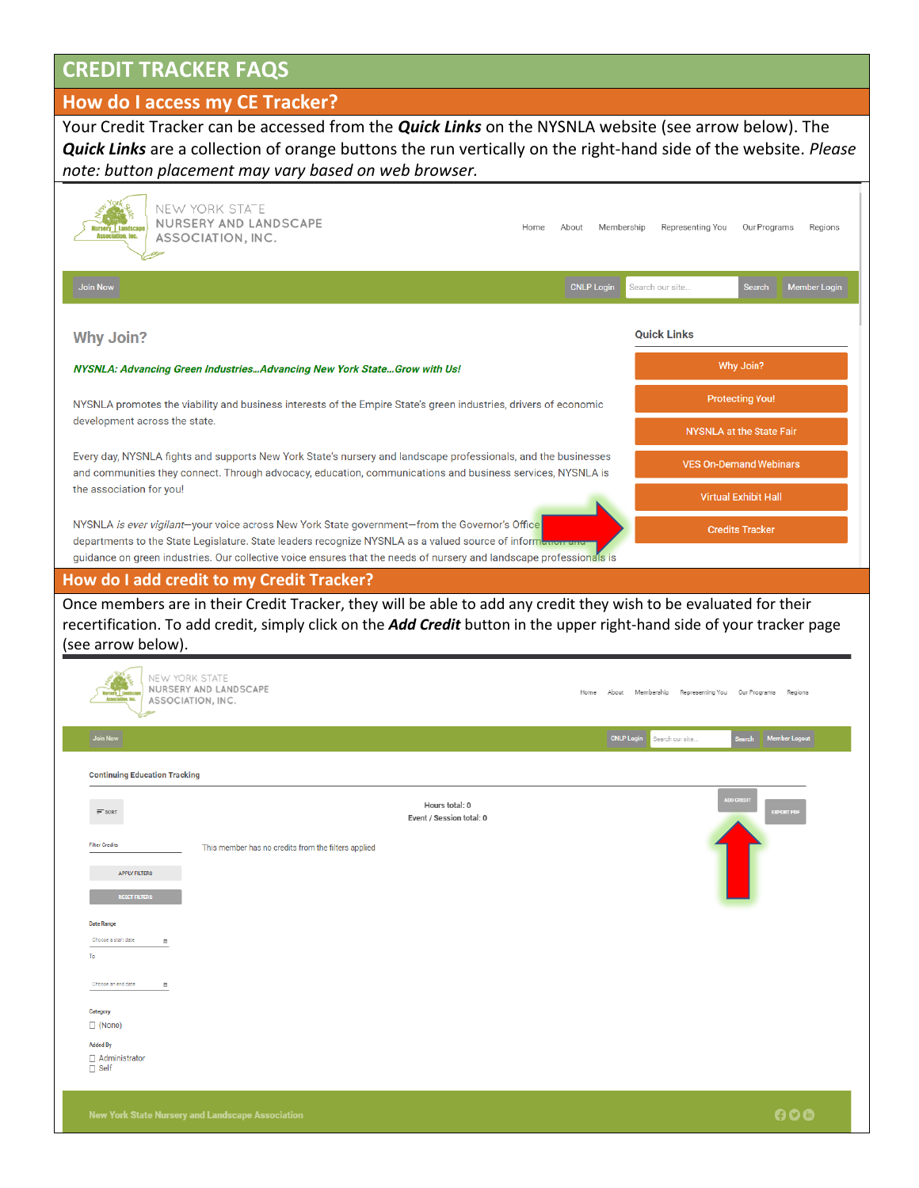# CREDIT TRACKER FAQS

## How do I access my CE Tracker?

Your Credit Tracker can be accessed from the ***Quick Links*** on the NYSNLA website (see arrow below). The ***Quick Links*** are a collection of orange buttons the run vertically on the right-hand side of the website. *Please note: button placement may vary based on web browser.*

## How do I add credit to my Credit Tracker?

Once members are in their Credit Tracker, they will be able to add any credit they wish to be evaluated for their recertification. To add credit, simply click on the ***Add Credit*** button in the upper right-hand side of your tracker page (see arrow below).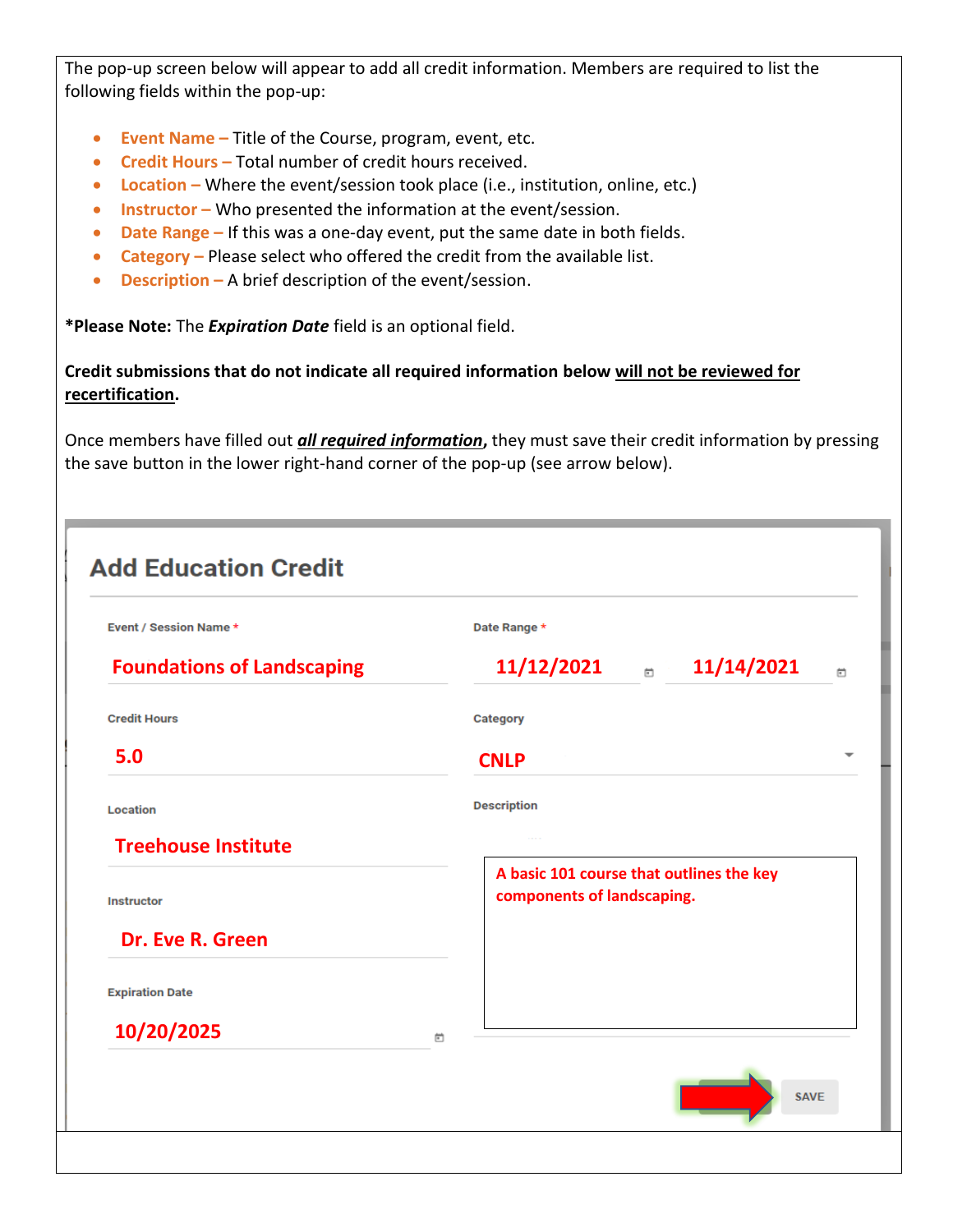The pop-up screen below will appear to add all credit information. Members are required to list the following fields within the pop-up:

- **Event Name –** Title of the Course, program, event, etc.
- **Credit Hours –** Total number of credit hours received.
- **Location –** Where the event/session took place (i.e., institution, online, etc.)
- **Instructor –** Who presented the information at the event/session.
- **Date Range –** If this was a one-day event, put the same date in both fields.
- **Category –** Please select who offered the credit from the available list.
- **Description –** A brief description of the event/session.

***Please Note:** The ***Expiration Date*** field is an optional field.

**Credit submissions that do not indicate all required information below <u>will not be reviewed for recertification</u>.**

Once members have filled out ***<u>all required information</u>***, they must save their credit information by pressing the save button in the lower right-hand corner of the pop-up (see arrow below).

## Add Education Credit

Event / Session Name *
Foundations of Landscaping

Date Range *
11/12/2021 11/14/2021

Credit Hours
5.0

Category
CNLP

Location
Treehouse Institute

Description
A basic 101 course that outlines the key components of landscaping.

Instructor
Dr. Eve R. Green

Expiration Date
10/20/2025

SAVE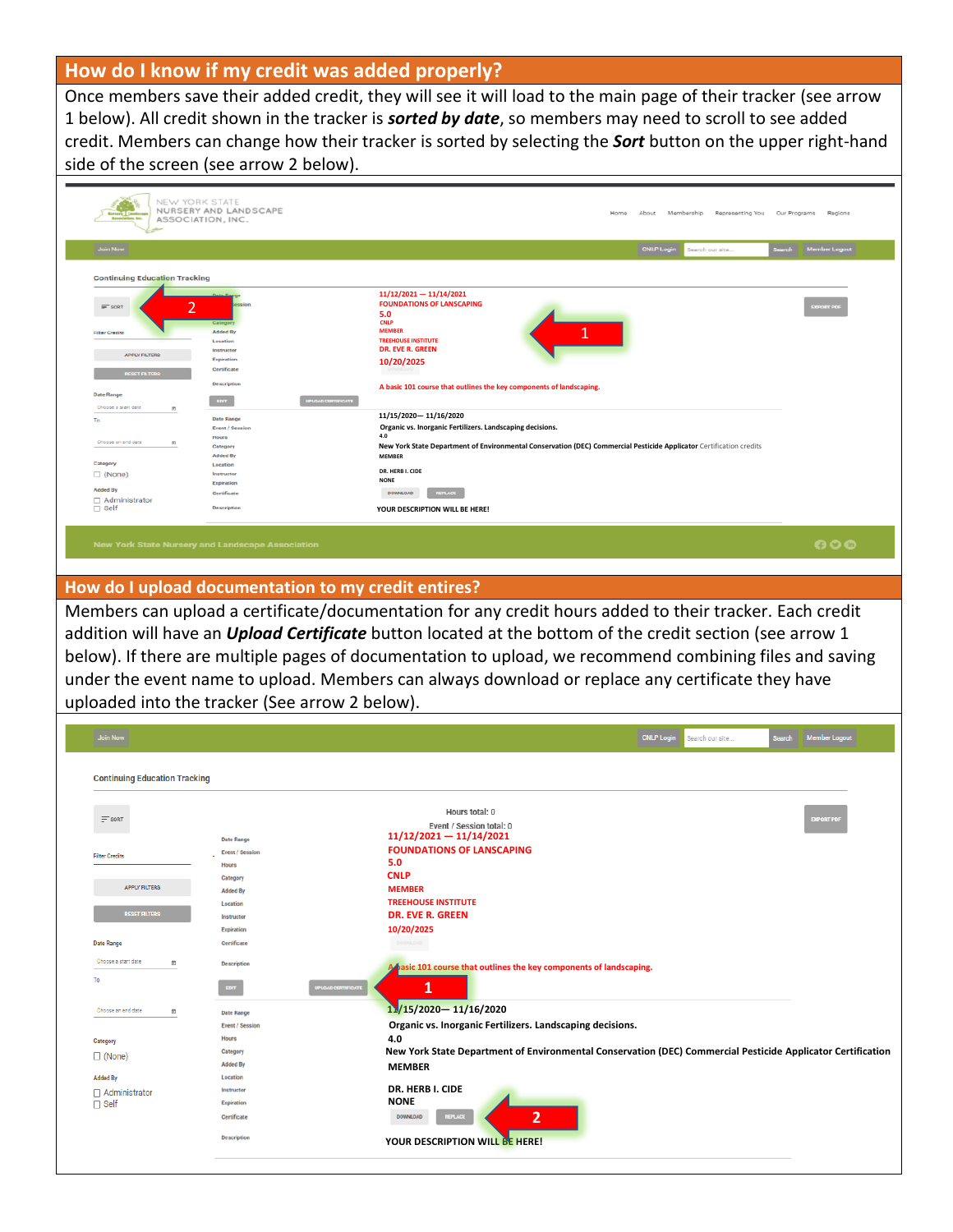## How do I know if my credit was added properly?

Once members save their added credit, they will see it will load to the main page of their tracker (see arrow 1 below). All credit shown in the tracker is ***sorted by date***, so members may need to scroll to see added credit. Members can change how their tracker is sorted by selecting the ***Sort*** button on the upper right-hand side of the screen (see arrow 2 below).

## How do I upload documentation to my credit entires?

Members can upload a certificate/documentation for any credit hours added to their tracker. Each credit addition will have an ***Upload Certificate*** button located at the bottom of the credit section (see arrow 1 below). If there are multiple pages of documentation to upload, we recommend combining files and saving under the event name to upload. Members can always download or replace any certificate they have uploaded into the tracker (See arrow 2 below).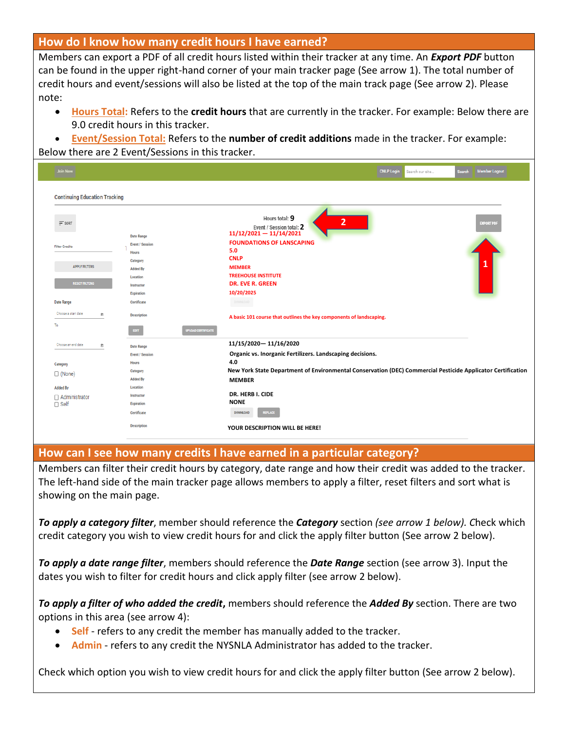## How do I know how many credit hours I have earned?

Members can export a PDF of all credit hours listed within their tracker at any time. An ***Export PDF*** button can be found in the upper right-hand corner of your main tracker page (See arrow 1). The total number of credit hours and event/sessions will also be listed at the top of the main track page (See arrow 2). Please note:

- **Hours Total:** Refers to the **credit hours** that are currently in the tracker. For example: Below there are 9.0 credit hours in this tracker.
- **Event/Session Total:** Refers to the **number of credit additions** made in the tracker. For example: Below there are 2 Event/Sessions in this tracker.

Join Now | CNLP Login | Search our site... | Search | Member Logout

Continuing Education Tracking

SORT | Hours total: 9 | Event / Session total: 2 | EXPORT PDF

Filter Credits

APPLY FILTERS

RESET FILTERS

Date Range: Choose a start date To Choose an end date

Category: (None)

Added By: Administrator, Self

| Field | Entry 1 | Entry 2 |
|---|---|---|
| Date Range | 11/12/2021 — 11/14/2021 | 11/15/2020— 11/16/2020 |
| Event / Session | FOUNDATIONS OF LANSCAPING | Organic vs. Inorganic Fertilizers. Landscaping decisions. |
| Hours | 5.0 | 4.0 |
| Category | CNLP | New York State Department of Environmental Conservation (DEC) Commercial Pesticide Applicator Certification |
| Added By | MEMBER | MEMBER |
| Location | TREEHOUSE INSTITUTE | |
| Instructor | DR. EVE R. GREEN | DR. HERB I. CIDE |
| Expiration | 10/20/2025 | NONE |
| Certificate | DOWNLOAD | DOWNLOAD / REPLACE |
| Description | A basic 101 course that outlines the key components of landscaping. | YOUR DESCRIPTION WILL BE HERE! |

EDIT | UPLOAD CERTIFICATE

## How can I see how many credits I have earned in a particular category?

Members can filter their credit hours by category, date range and how their credit was added to the tracker. The left-hand side of the main tracker page allows members to apply a filter, reset filters and sort what is showing on the main page.

***To apply a category filter***, member should reference the ***Category*** section *(see arrow 1 below). C*heck which credit category you wish to view credit hours for and click the apply filter button (See arrow 2 below).

***To apply a date range filter***, members should reference the ***Date Range*** section (see arrow 3). Input the dates you wish to filter for credit hours and click apply filter (see arrow 2 below).

***To apply a filter of who added the credit***, members should reference the ***Added By*** section. There are two options in this area (see arrow 4):

- **Self** - refers to any credit the member has manually added to the tracker.
- **Admin** - refers to any credit the NYSNLA Administrator has added to the tracker.

Check which option you wish to view credit hours for and click the apply filter button (See arrow 2 below).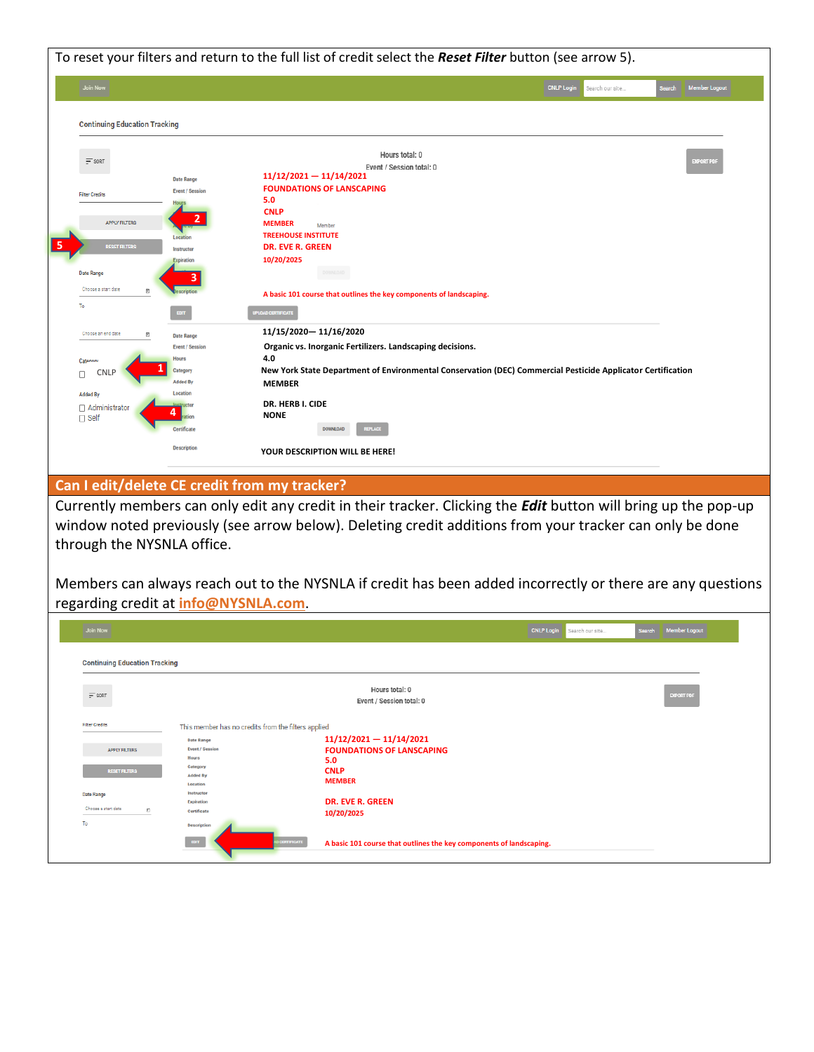To reset your filters and return to the full list of credit select the ***Reset Filter*** button (see arrow 5).

Join Now CNLP Login Search our site... Search Member Logout

Continuing Education Tracking

SORT

Hours total: 0

Event / Session total: 0

EXPORT PDF

Filter Credits

APPLY FILTERS

RESET FILTERS

Date Range

Choose a start date

To

Choose an end date

Category

CNLP

Added By

Administrator

Self

Date Range 11/12/2021 — 11/14/2021

Event / Session FOUNDATIONS OF LANSCAPING

Hours 5.0

CNLP

MEMBER

TREEHOUSE INSTITUTE

DR. EVE R. GREEN

10/20/2025

A basic 101 course that outlines the key components of landscaping.

EDIT UPLOAD CERTIFICATE

Date Range 11/15/2020— 11/16/2020

Event / Session Organic vs. Inorganic Fertilizers. Landscaping decisions.

Hours 4.0

Category New York State Department of Environmental Conservation (DEC) Commercial Pesticide Applicator Certification

Added By MEMBER

Location

Instructor DR. HERB I. CIDE

Expiration NONE

Certificate DOWNLOAD REPLACE

Description YOUR DESCRIPTION WILL BE HERE!

## Can I edit/delete CE credit from my tracker?

Currently members can only edit any credit in their tracker. Clicking the ***Edit*** button will bring up the pop-up window noted previously (see arrow below). Deleting credit additions from your tracker can only be done through the NYSNLA office.

Members can always reach out to the NYSNLA if credit has been added incorrectly or there are any questions regarding credit at info@NYSNLA.com.

Join Now CNLP Login Search our site... Search Member Logout

Continuing Education Tracking

SORT

Hours total: 0

Event / Session total: 0

EXPORT PDF

Filter Credits

APPLY FILTERS

RESET FILTERS

Date Range

Choose a start date

To

This member has no credits from the filters applied

Date Range 11/12/2021 — 11/14/2021

Event / Session FOUNDATIONS OF LANSCAPING

Hours 5.0

Category CNLP

Added By MEMBER

Location

Instructor DR. EVE R. GREEN

Expiration 10/20/2025

Certificate

Description A basic 101 course that outlines the key components of landscaping.

EDIT